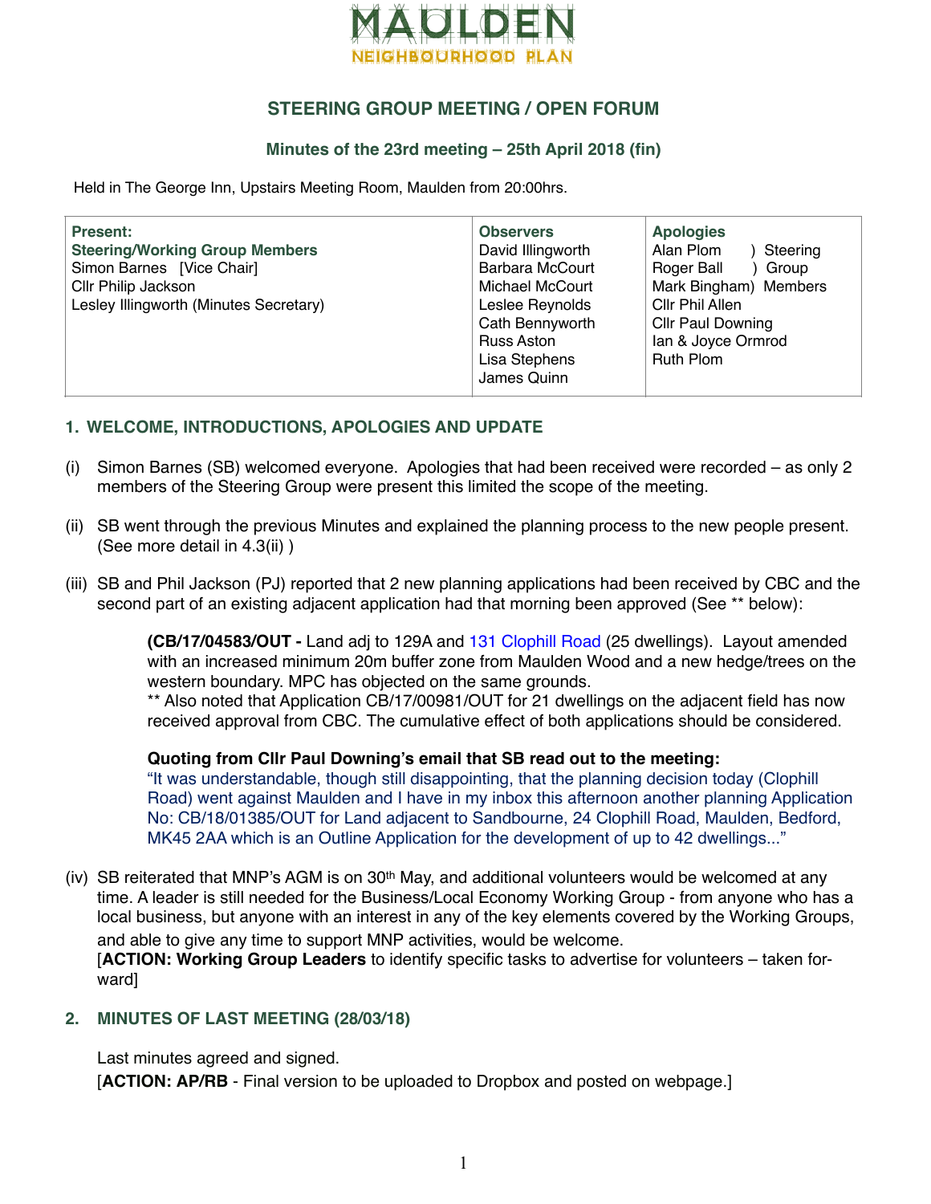MAULDEN
NEIGHBOURHOOD PLAN

# STEERING GROUP MEETING / OPEN FORUM

## Minutes of the 23rd meeting – 25th April 2018 (fin)

Held in The George Inn, Upstairs Meeting Room, Maulden from 20:00hrs.

| **Present:** | **Observers** | **Apologies** |
|---|---|---|
| **Steering/Working Group Members** | David Illingworth | Alan Plom ) Steering |
| Simon Barnes [Vice Chair] | Barbara McCourt | Roger Ball ) Group |
| Cllr Philip Jackson | Michael McCourt | Mark Bingham) Members |
| Lesley Illingworth (Minutes Secretary) | Leslee Reynolds | Cllr Phil Allen |
| | Cath Bennyworth | Cllr Paul Downing |
| | Russ Aston | Ian & Joyce Ormrod |
| | Lisa Stephens | Ruth Plom |
| | James Quinn | |

## 1. WELCOME, INTRODUCTIONS, APOLOGIES AND UPDATE

(i) Simon Barnes (SB) welcomed everyone. Apologies that had been received were recorded – as only 2 members of the Steering Group were present this limited the scope of the meeting.

(ii) SB went through the previous Minutes and explained the planning process to the new people present. (See more detail in 4.3(ii) )

(iii) SB and Phil Jackson (PJ) reported that 2 new planning applications had been received by CBC and the second part of an existing adjacent application had that morning been approved (See ** below):

> **(CB/17/04583/OUT -** Land adj to 129A and 131 Clophill Road (25 dwellings). Layout amended with an increased minimum 20m buffer zone from Maulden Wood and a new hedge/trees on the western boundary. MPC has objected on the same grounds.
> ** Also noted that Application CB/17/00981/OUT for 21 dwellings on the adjacent field has now received approval from CBC. The cumulative effect of both applications should be considered.
>
> **Quoting from Cllr Paul Downing's email that SB read out to the meeting:**
> "It was understandable, though still disappointing, that the planning decision today (Clophill Road) went against Maulden and I have in my inbox this afternoon another planning Application No: CB/18/01385/OUT for Land adjacent to Sandbourne, 24 Clophill Road, Maulden, Bedford, MK45 2AA which is an Outline Application for the development of up to 42 dwellings..."

(iv) SB reiterated that MNP's AGM is on 30th May, and additional volunteers would be welcomed at any time. A leader is still needed for the Business/Local Economy Working Group - from anyone who has a local business, but anyone with an interest in any of the key elements covered by the Working Groups, and able to give any time to support MNP activities, would be welcome.
[**ACTION: Working Group Leaders** to identify specific tasks to advertise for volunteers – taken forward]

## 2. MINUTES OF LAST MEETING (28/03/18)

Last minutes agreed and signed.
[**ACTION: AP/RB** - Final version to be uploaded to Dropbox and posted on webpage.]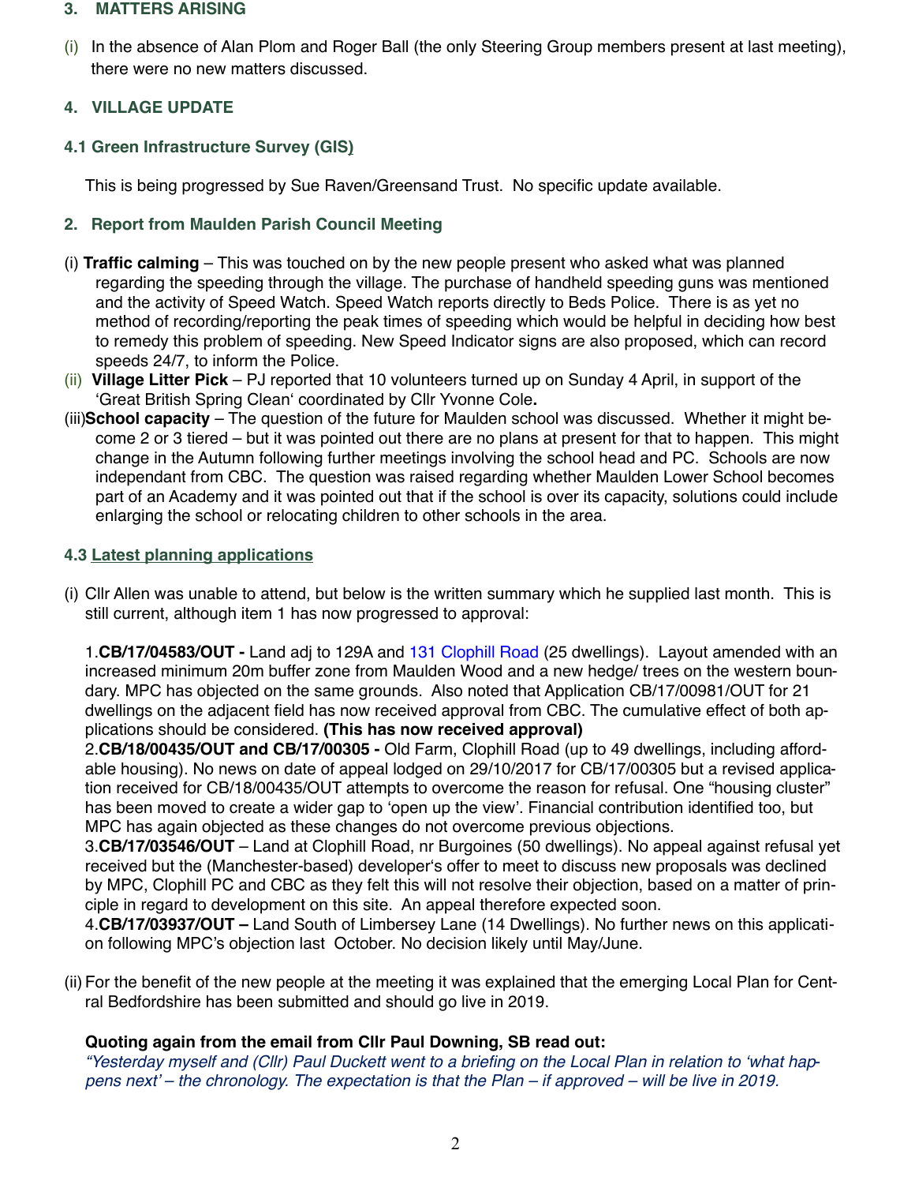## 3. MATTERS ARISING

(i) In the absence of Alan Plom and Roger Ball (the only Steering Group members present at last meeting), there were no new matters discussed.

## 4. VILLAGE UPDATE

### 4.1 Green Infrastructure Survey (GIS)

This is being progressed by Sue Raven/Greensand Trust. No specific update available.

## 2. Report from Maulden Parish Council Meeting

(i) **Traffic calming** – This was touched on by the new people present who asked what was planned regarding the speeding through the village. The purchase of handheld speeding guns was mentioned and the activity of Speed Watch. Speed Watch reports directly to Beds Police. There is as yet no method of recording/reporting the peak times of speeding which would be helpful in deciding how best to remedy this problem of speeding. New Speed Indicator signs are also proposed, which can record speeds 24/7, to inform the Police.

(ii) **Village Litter Pick** – PJ reported that 10 volunteers turned up on Sunday 4 April, in support of the 'Great British Spring Clean' coordinated by Cllr Yvonne Cole**.**

(iii) **School capacity** – The question of the future for Maulden school was discussed. Whether it might become 2 or 3 tiered – but it was pointed out there are no plans at present for that to happen. This might change in the Autumn following further meetings involving the school head and PC. Schools are now independant from CBC. The question was raised regarding whether Maulden Lower School becomes part of an Academy and it was pointed out that if the school is over its capacity, solutions could include enlarging the school or relocating children to other schools in the area.

### 4.3 Latest planning applications

(i) Cllr Allen was unable to attend, but below is the written summary which he supplied last month. This is still current, although item 1 has now progressed to approval:

1. **CB/17/04583/OUT -** Land adj to 129A and 131 Clophill Road (25 dwellings). Layout amended with an increased minimum 20m buffer zone from Maulden Wood and a new hedge/ trees on the western boundary. MPC has objected on the same grounds. Also noted that Application CB/17/00981/OUT for 21 dwellings on the adjacent field has now received approval from CBC. The cumulative effect of both applications should be considered. **(This has now received approval)**
2. **CB/18/00435/OUT and CB/17/00305 -** Old Farm, Clophill Road (up to 49 dwellings, including affordable housing). No news on date of appeal lodged on 29/10/2017 for CB/17/00305 but a revised application received for CB/18/00435/OUT attempts to overcome the reason for refusal. One "housing cluster" has been moved to create a wider gap to 'open up the view'. Financial contribution identified too, but MPC has again objected as these changes do not overcome previous objections.
3. **CB/17/03546/OUT** – Land at Clophill Road, nr Burgoines (50 dwellings). No appeal against refusal yet received but the (Manchester-based) developer's offer to meet to discuss new proposals was declined by MPC, Clophill PC and CBC as they felt this will not resolve their objection, based on a matter of principle in regard to development on this site. An appeal therefore expected soon.
4. **CB/17/03937/OUT –** Land South of Limbersey Lane (14 Dwellings). No further news on this application following MPC's objection last October. No decision likely until May/June.

(ii) For the benefit of the new people at the meeting it was explained that the emerging Local Plan for Central Bedfordshire has been submitted and should go live in 2019.

**Quoting again from the email from Cllr Paul Downing, SB read out:**
*"Yesterday myself and (Cllr) Paul Duckett went to a briefing on the Local Plan in relation to 'what happens next' – the chronology. The expectation is that the Plan – if approved – will be live in 2019.*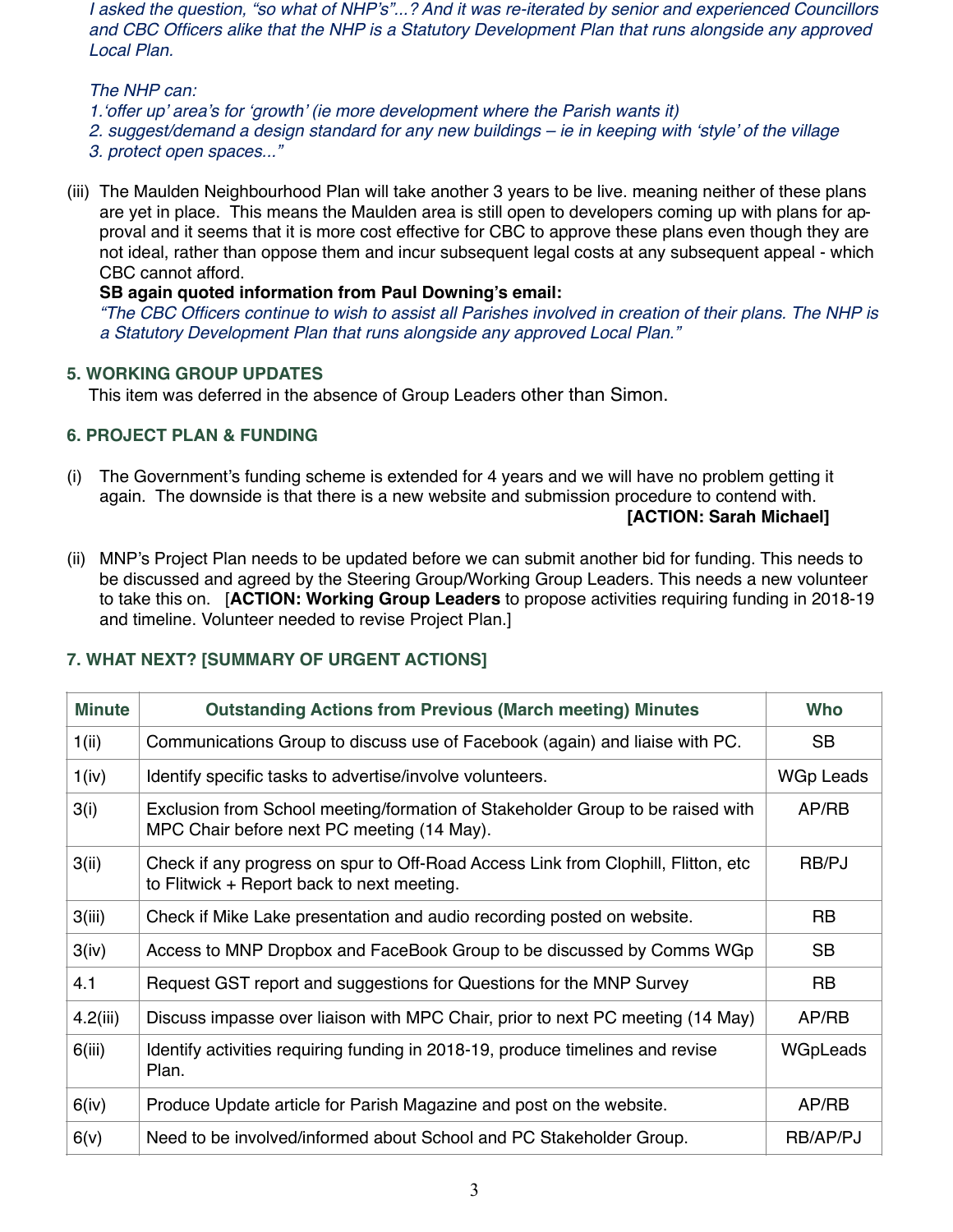*I asked the question, "so what of NHP's"...? And it was re-iterated by senior and experienced Councillors and CBC Officers alike that the NHP is a Statutory Development Plan that runs alongside any approved Local Plan.*

*The NHP can:*
*1.'offer up' area's for 'growth' (ie more development where the Parish wants it)*
*2. suggest/demand a design standard for any new buildings – ie in keeping with 'style' of the village*
*3. protect open spaces..."*

(iii) The Maulden Neighbourhood Plan will take another 3 years to be live. meaning neither of these plans are yet in place. This means the Maulden area is still open to developers coming up with plans for approval and it seems that it is more cost effective for CBC to approve these plans even though they are not ideal, rather than oppose them and incur subsequent legal costs at any subsequent appeal - which CBC cannot afford.
**SB again quoted information from Paul Downing's email:**
*"The CBC Officers continue to wish to assist all Parishes involved in creation of their plans. The NHP is a Statutory Development Plan that runs alongside any approved Local Plan."*

## 5. WORKING GROUP UPDATES

This item was deferred in the absence of Group Leaders other than Simon.

## 6. PROJECT PLAN & FUNDING

(i) The Government's funding scheme is extended for 4 years and we will have no problem getting it again. The downside is that there is a new website and submission procedure to contend with. **[ACTION: Sarah Michael]**

(ii) MNP's Project Plan needs to be updated before we can submit another bid for funding. This needs to be discussed and agreed by the Steering Group/Working Group Leaders. This needs a new volunteer to take this on. [**ACTION: Working Group Leaders** to propose activities requiring funding in 2018-19 and timeline. Volunteer needed to revise Project Plan.]

## 7. WHAT NEXT? [SUMMARY OF URGENT ACTIONS]

| Minute | Outstanding Actions from Previous (March meeting) Minutes | Who |
|---|---|---|
| 1(ii) | Communications Group to discuss use of Facebook (again) and liaise with PC. | SB |
| 1(iv) | Identify specific tasks to advertise/involve volunteers. | WGp Leads |
| 3(i) | Exclusion from School meeting/formation of Stakeholder Group to be raised with MPC Chair before next PC meeting (14 May). | AP/RB |
| 3(ii) | Check if any progress on spur to Off-Road Access Link from Clophill, Flitton, etc to Flitwick + Report back to next meeting. | RB/PJ |
| 3(iii) | Check if Mike Lake presentation and audio recording posted on website. | RB |
| 3(iv) | Access to MNP Dropbox and FaceBook Group to be discussed by Comms WGp | SB |
| 4.1 | Request GST report and suggestions for Questions for the MNP Survey | RB |
| 4.2(iii) | Discuss impasse over liaison with MPC Chair, prior to next PC meeting (14 May) | AP/RB |
| 6(iii) | Identify activities requiring funding in 2018-19, produce timelines and revise Plan. | WGpLeads |
| 6(iv) | Produce Update article for Parish Magazine and post on the website. | AP/RB |
| 6(v) | Need to be involved/informed about School and PC Stakeholder Group. | RB/AP/PJ |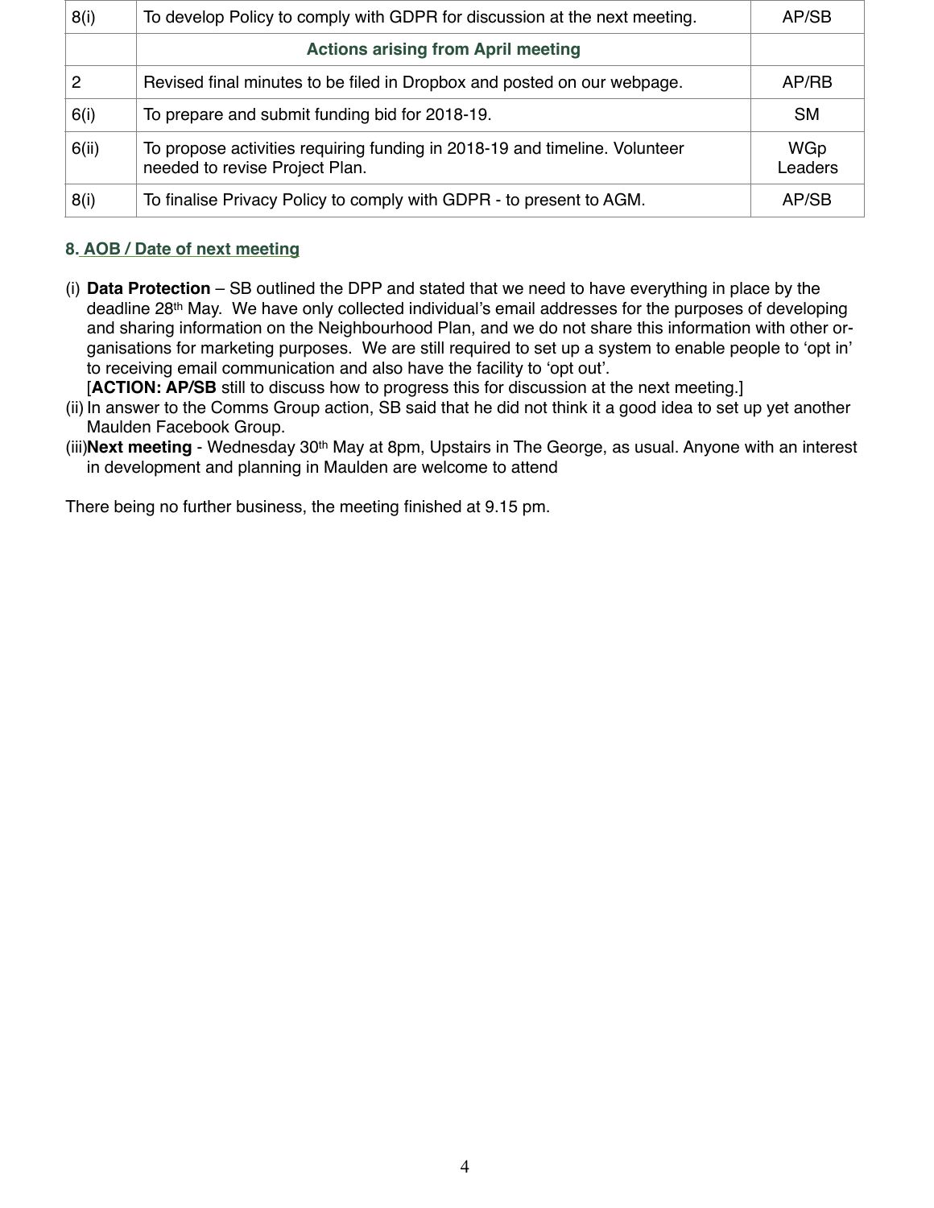| | | |
|---|---|---|
| 8(i) | To develop Policy to comply with GDPR for discussion at the next meeting. | AP/SB |
| | **Actions arising from April meeting** | |
| 2 | Revised final minutes to be filed in Dropbox and posted on our webpage. | AP/RB |
| 6(i) | To prepare and submit funding bid for 2018-19. | SM |
| 6(ii) | To propose activities requiring funding in 2018-19 and timeline. Volunteer needed to revise Project Plan. | WGp Leaders |
| 8(i) | To finalise Privacy Policy to comply with GDPR - to present to AGM. | AP/SB |

## 8. AOB / Date of next meeting

(i) **Data Protection** – SB outlined the DPP and stated that we need to have everything in place by the deadline 28th May. We have only collected individual's email addresses for the purposes of developing and sharing information on the Neighbourhood Plan, and we do not share this information with other organisations for marketing purposes. We are still required to set up a system to enable people to 'opt in' to receiving email communication and also have the facility to 'opt out'.
[**ACTION: AP/SB** still to discuss how to progress this for discussion at the next meeting.]

(ii) In answer to the Comms Group action, SB said that he did not think it a good idea to set up yet another Maulden Facebook Group.

(iii) **Next meeting** - Wednesday 30th May at 8pm, Upstairs in The George, as usual. Anyone with an interest in development and planning in Maulden are welcome to attend

There being no further business, the meeting finished at 9.15 pm.